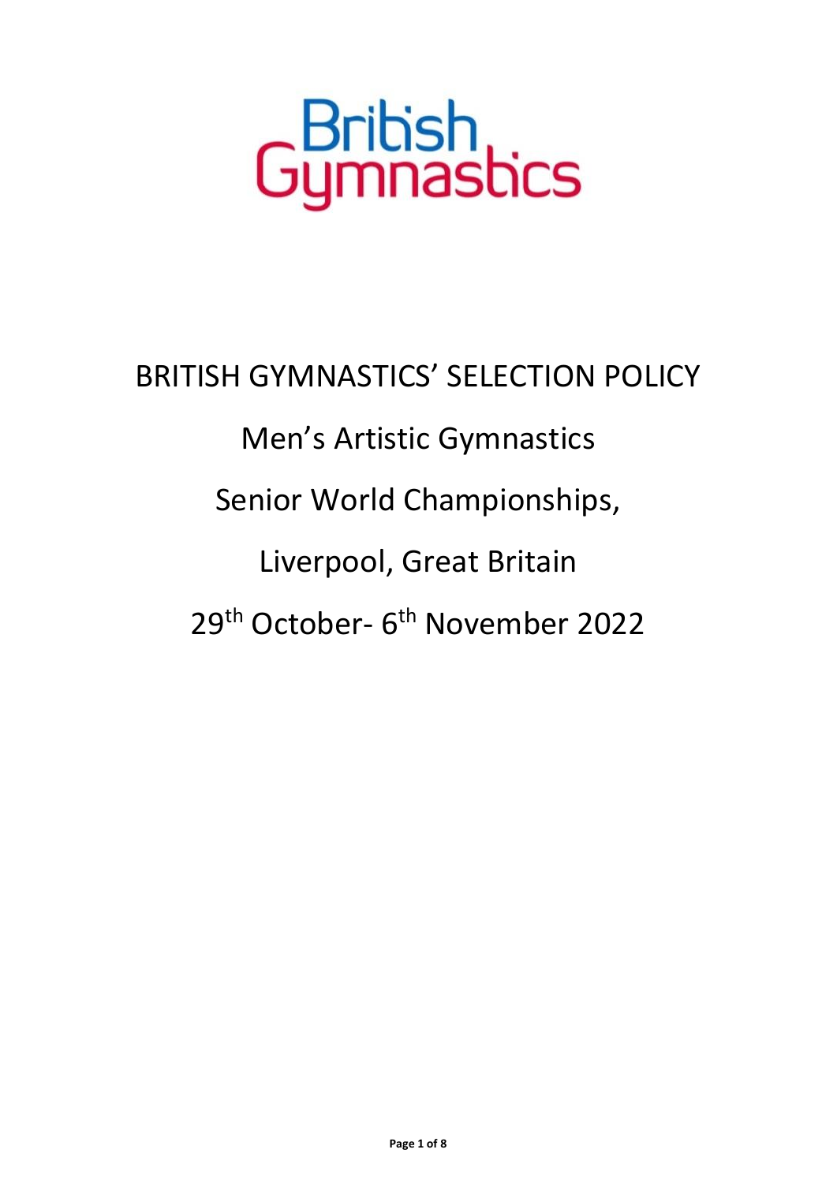British Gymnastics

# BRITISH GYMNASTICS' SELECTION POLICY

## Men's Artistic Gymnastics

## Senior World Championships,

## Liverpool, Great Britain

## 29th October- 6th November 2022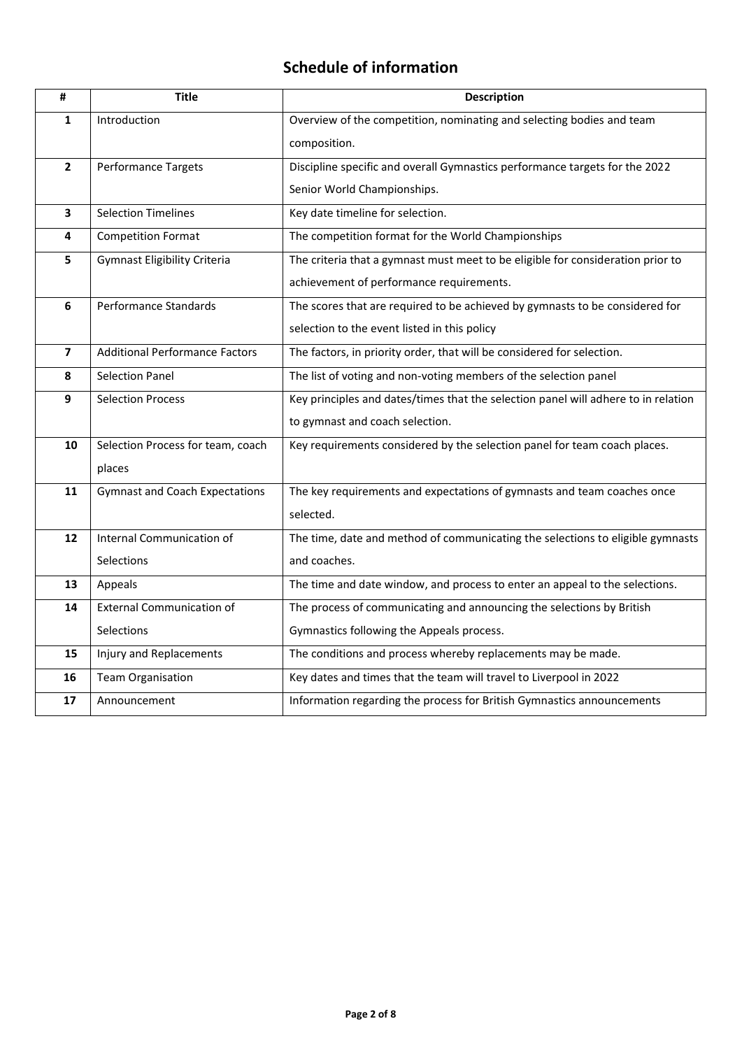## Schedule of information

| # | Title | Description |
|---|---|---|
| 1 | Introduction | Overview of the competition, nominating and selecting bodies and team composition. |
| 2 | Performance Targets | Discipline specific and overall Gymnastics performance targets for the 2022 Senior World Championships. |
| 3 | Selection Timelines | Key date timeline for selection. |
| 4 | Competition Format | The competition format for the World Championships |
| 5 | Gymnast Eligibility Criteria | The criteria that a gymnast must meet to be eligible for consideration prior to achievement of performance requirements. |
| 6 | Performance Standards | The scores that are required to be achieved by gymnasts to be considered for selection to the event listed in this policy |
| 7 | Additional Performance Factors | The factors, in priority order, that will be considered for selection. |
| 8 | Selection Panel | The list of voting and non-voting members of the selection panel |
| 9 | Selection Process | Key principles and dates/times that the selection panel will adhere to in relation to gymnast and coach selection. |
| 10 | Selection Process for team, coach places | Key requirements considered by the selection panel for team coach places. |
| 11 | Gymnast and Coach Expectations | The key requirements and expectations of gymnasts and team coaches once selected. |
| 12 | Internal Communication of Selections | The time, date and method of communicating the selections to eligible gymnasts and coaches. |
| 13 | Appeals | The time and date window, and process to enter an appeal to the selections. |
| 14 | External Communication of Selections | The process of communicating and announcing the selections by British Gymnastics following the Appeals process. |
| 15 | Injury and Replacements | The conditions and process whereby replacements may be made. |
| 16 | Team Organisation | Key dates and times that the team will travel to Liverpool in 2022 |
| 17 | Announcement | Information regarding the process for British Gymnastics announcements |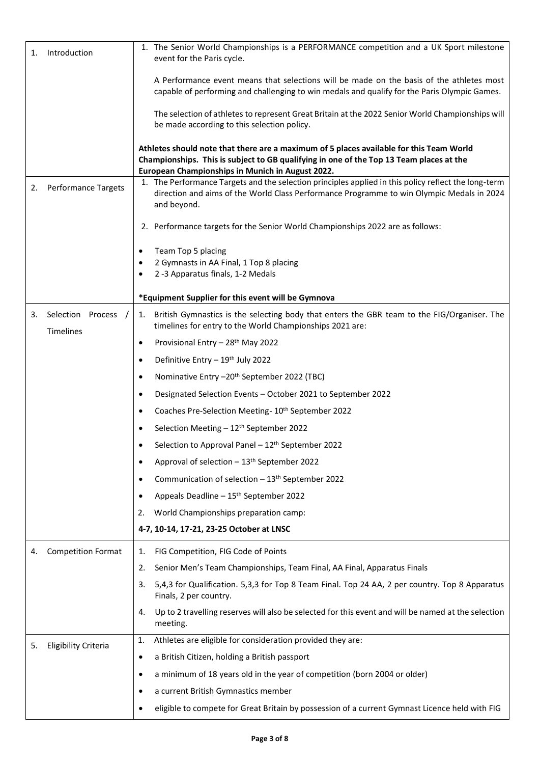| | |
|---|---|
| 1. Introduction | 1. The Senior World Championships is a PERFORMANCE competition and a UK Sport milestone event for the Paris cycle.<br><br>A Performance event means that selections will be made on the basis of the athletes most capable of performing and challenging to win medals and qualify for the Paris Olympic Games.<br><br>The selection of athletes to represent Great Britain at the 2022 Senior World Championships will be made according to this selection policy.<br><br>**Athletes should note that there are a maximum of 5 places available for this Team World Championships. This is subject to GB qualifying in one of the Top 13 Team places at the European Championships in Munich in August 2022.** |
| 2. Performance Targets | 1. The Performance Targets and the selection principles applied in this policy reflect the long-term direction and aims of the World Class Performance Programme to win Olympic Medals in 2024 and beyond.<br><br>2. Performance targets for the Senior World Championships 2022 are as follows:<br><br>• Team Top 5 placing<br>• 2 Gymnasts in AA Final, 1 Top 8 placing<br>• 2 -3 Apparatus finals, 1-2 Medals<br><br>**\*Equipment Supplier for this event will be Gymnova** |
| 3. Selection Process / Timelines | 1. British Gymnastics is the selecting body that enters the GBR team to the FIG/Organiser. The timelines for entry to the World Championships 2021 are:<br>• Provisional Entry – 28th May 2022<br>• Definitive Entry – 19th July 2022<br>• Nominative Entry –20th September 2022 (TBC)<br>• Designated Selection Events – October 2021 to September 2022<br>• Coaches Pre-Selection Meeting- 10th September 2022<br>• Selection Meeting – 12th September 2022<br>• Selection to Approval Panel – 12th September 2022<br>• Approval of selection – 13th September 2022<br>• Communication of selection – 13th September 2022<br>• Appeals Deadline – 15th September 2022<br>2. World Championships preparation camp:<br>**4-7, 10-14, 17-21, 23-25 October at LNSC** |
| 4. Competition Format | 1. FIG Competition, FIG Code of Points<br>2. Senior Men's Team Championships, Team Final, AA Final, Apparatus Finals<br>3. 5,4,3 for Qualification. 5,3,3 for Top 8 Team Final. Top 24 AA, 2 per country. Top 8 Apparatus Finals, 2 per country.<br>4. Up to 2 travelling reserves will also be selected for this event and will be named at the selection meeting. |
| 5. Eligibility Criteria | 1. Athletes are eligible for consideration provided they are:<br>• a British Citizen, holding a British passport<br>• a minimum of 18 years old in the year of competition (born 2004 or older)<br>• a current British Gymnastics member<br>• eligible to compete for Great Britain by possession of a current Gymnast Licence held with FIG |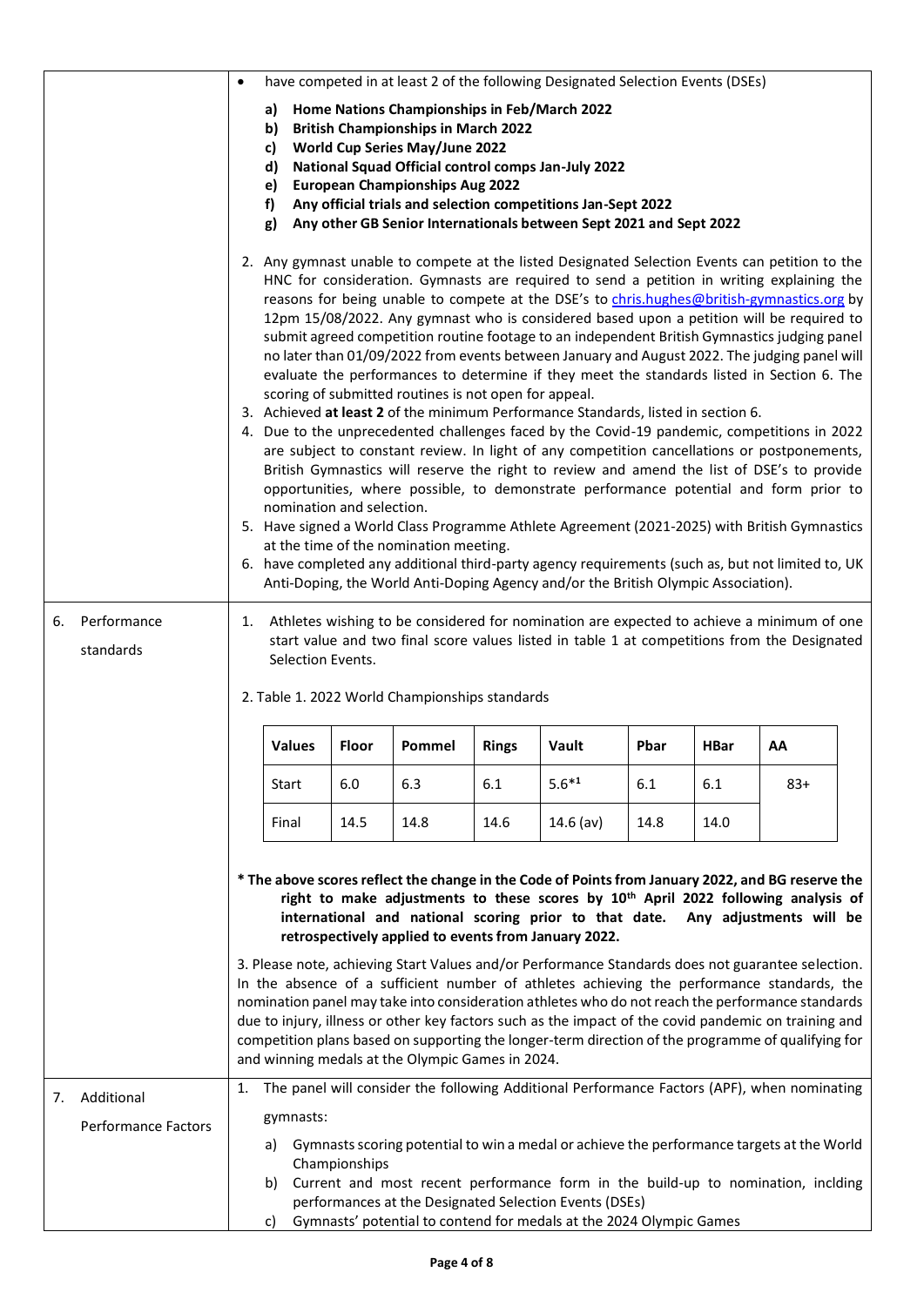- have competed in at least 2 of the following Designated Selection Events (DSEs)

  a) **Home Nations Championships in Feb/March 2022**
  b) **British Championships in March 2022**
  c) **World Cup Series May/June 2022**
  d) **National Squad Official control comps Jan-July 2022**
  e) **European Championships Aug 2022**
  f) **Any official trials and selection competitions Jan-Sept 2022**
  g) **Any other GB Senior Internationals between Sept 2021 and Sept 2022**

2. Any gymnast unable to compete at the listed Designated Selection Events can petition to the HNC for consideration. Gymnasts are required to send a petition in writing explaining the reasons for being unable to compete at the DSE's to [chris.hughes@british-gymnastics.org](mailto:chris.hughes@british-gymnastics.org) by 12pm 15/08/2022. Any gymnast who is considered based upon a petition will be required to submit agreed competition routine footage to an independent British Gymnastics judging panel no later than 01/09/2022 from events between January and August 2022. The judging panel will evaluate the performances to determine if they meet the standards listed in Section 6. The scoring of submitted routines is not open for appeal.
3. Achieved **at least 2** of the minimum Performance Standards, listed in section 6.
4. Due to the unprecedented challenges faced by the Covid-19 pandemic, competitions in 2022 are subject to constant review. In light of any competition cancellations or postponements, British Gymnastics will reserve the right to review and amend the list of DSE's to provide opportunities, where possible, to demonstrate performance potential and form prior to nomination and selection.
5. Have signed a World Class Programme Athlete Agreement (2021-2025) with British Gymnastics at the time of the nomination meeting.
6. have completed any additional third-party agency requirements (such as, but not limited to, UK Anti-Doping, the World Anti-Doping Agency and/or the British Olympic Association).

## 6. Performance standards

1. Athletes wishing to be considered for nomination are expected to achieve a minimum of one start value and two final score values listed in table 1 at competitions from the Designated Selection Events.

2. Table 1. 2022 World Championships standards

| **Values** | **Floor** | **Pommel** | **Rings** | **Vault** | **Pbar** | **HBar** | **AA** |
|---|---|---|---|---|---|---|---|
| Start | 6.0 | 6.3 | 6.1 | 5.6*[1] | 6.1 | 6.1 | 83+ |
| Final | 14.5 | 14.8 | 14.6 | 14.6 (av) | 14.8 | 14.0 | |

**\* The above scores reflect the change in the Code of Points from January 2022, and BG reserve the right to make adjustments to these scores by 10th April 2022 following analysis of international and national scoring prior to that date. Any adjustments will be retrospectively applied to events from January 2022.**

3. Please note, achieving Start Values and/or Performance Standards does not guarantee selection. In the absence of a sufficient number of athletes achieving the performance standards, the nomination panel may take into consideration athletes who do not reach the performance standards due to injury, illness or other key factors such as the impact of the covid pandemic on training and competition plans based on supporting the longer-term direction of the programme of qualifying for and winning medals at the Olympic Games in 2024.

## 7. Additional Performance Factors

1. The panel will consider the following Additional Performance Factors (APF), when nominating gymnasts:

   a) Gymnasts scoring potential to win a medal or achieve the performance targets at the World Championships
   b) Current and most recent performance form in the build-up to nomination, inclding performances at the Designated Selection Events (DSEs)
   c) Gymnasts' potential to contend for medals at the 2024 Olympic Games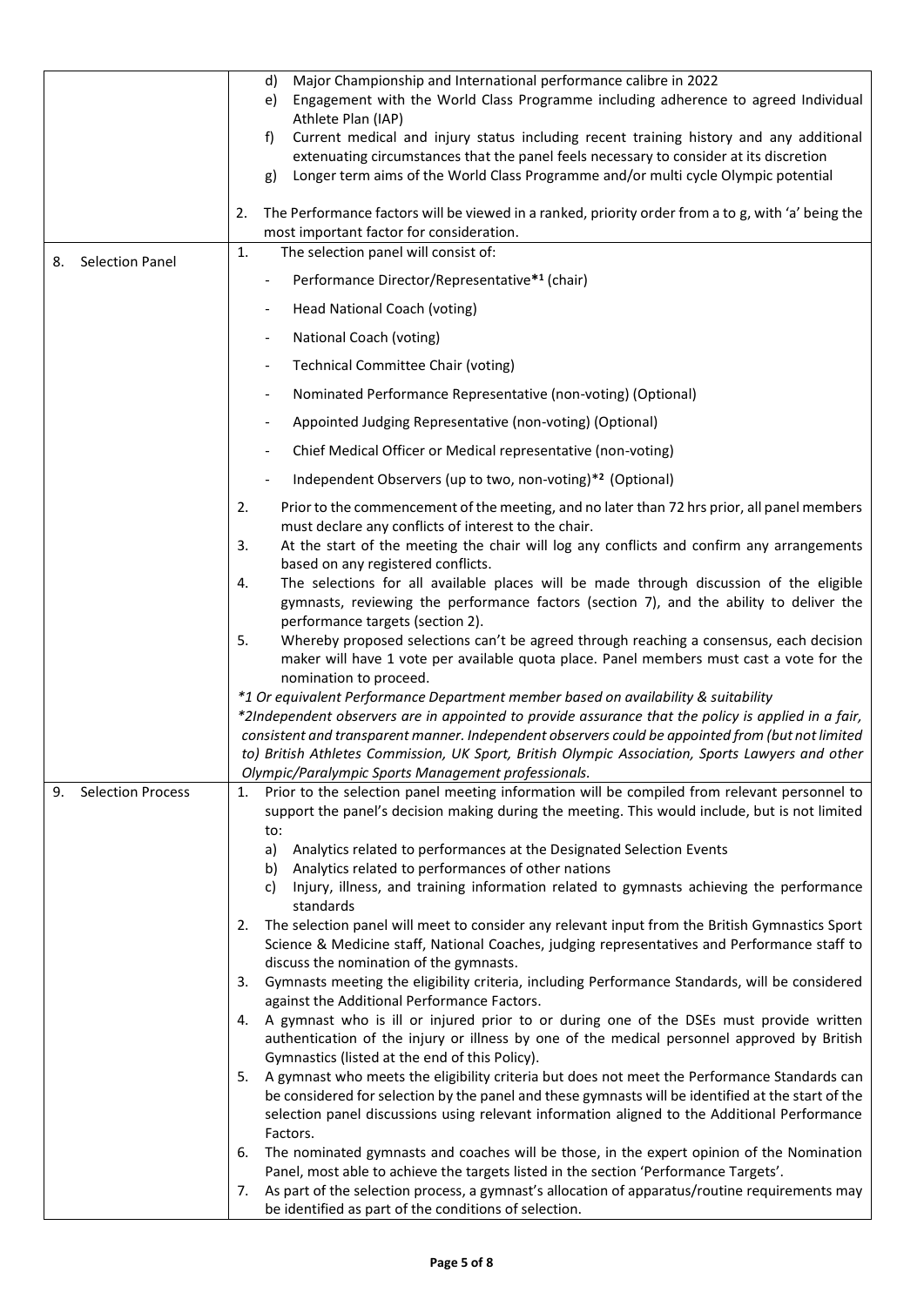| | |
|---|---|
| | d) Major Championship and International performance calibre in 2022<br>e) Engagement with the World Class Programme including adherence to agreed Individual Athlete Plan (IAP)<br>f) Current medical and injury status including recent training history and any additional extenuating circumstances that the panel feels necessary to consider at its discretion<br>g) Longer term aims of the World Class Programme and/or multi cycle Olympic potential<br><br>2. The Performance factors will be viewed in a ranked, priority order from a to g, with 'a' being the most important factor for consideration. |
| 8. Selection Panel | 1. The selection panel will consist of:<br>- Performance Director/Representative*[1] (chair)<br>- Head National Coach (voting)<br>- National Coach (voting)<br>- Technical Committee Chair (voting)<br>- Nominated Performance Representative (non-voting) (Optional)<br>- Appointed Judging Representative (non-voting) (Optional)<br>- Chief Medical Officer or Medical representative (non-voting)<br>- Independent Observers (up to two, non-voting)*[2] (Optional)<br><br>2. Prior to the commencement of the meeting, and no later than 72 hrs prior, all panel members must declare any conflicts of interest to the chair.<br>3. At the start of the meeting the chair will log any conflicts and confirm any arrangements based on any registered conflicts.<br>4. The selections for all available places will be made through discussion of the eligible gymnasts, reviewing the performance factors (section 7), and the ability to deliver the performance targets (section 2).<br>5. Whereby proposed selections can't be agreed through reaching a consensus, each decision maker will have 1 vote per available quota place. Panel members must cast a vote for the nomination to proceed.<br>*\*1 Or equivalent Performance Department member based on availability & suitability*<br>*\*2Independent observers are in appointed to provide assurance that the policy is applied in a fair, consistent and transparent manner. Independent observers could be appointed from (but not limited to) British Athletes Commission, UK Sport, British Olympic Association, Sports Lawyers and other Olympic/Paralympic Sports Management professionals.* |
| 9. Selection Process | 1. Prior to the selection panel meeting information will be compiled from relevant personnel to support the panel's decision making during the meeting. This would include, but is not limited to:<br>a) Analytics related to performances at the Designated Selection Events<br>b) Analytics related to performances of other nations<br>c) Injury, illness, and training information related to gymnasts achieving the performance standards<br>2. The selection panel will meet to consider any relevant input from the British Gymnastics Sport Science & Medicine staff, National Coaches, judging representatives and Performance staff to discuss the nomination of the gymnasts.<br>3. Gymnasts meeting the eligibility criteria, including Performance Standards, will be considered against the Additional Performance Factors.<br>4. A gymnast who is ill or injured prior to or during one of the DSEs must provide written authentication of the injury or illness by one of the medical personnel approved by British Gymnastics (listed at the end of this Policy).<br>5. A gymnast who meets the eligibility criteria but does not meet the Performance Standards can be considered for selection by the panel and these gymnasts will be identified at the start of the selection panel discussions using relevant information aligned to the Additional Performance Factors.<br>6. The nominated gymnasts and coaches will be those, in the expert opinion of the Nomination Panel, most able to achieve the targets listed in the section 'Performance Targets'.<br>7. As part of the selection process, a gymnast's allocation of apparatus/routine requirements may be identified as part of the conditions of selection. |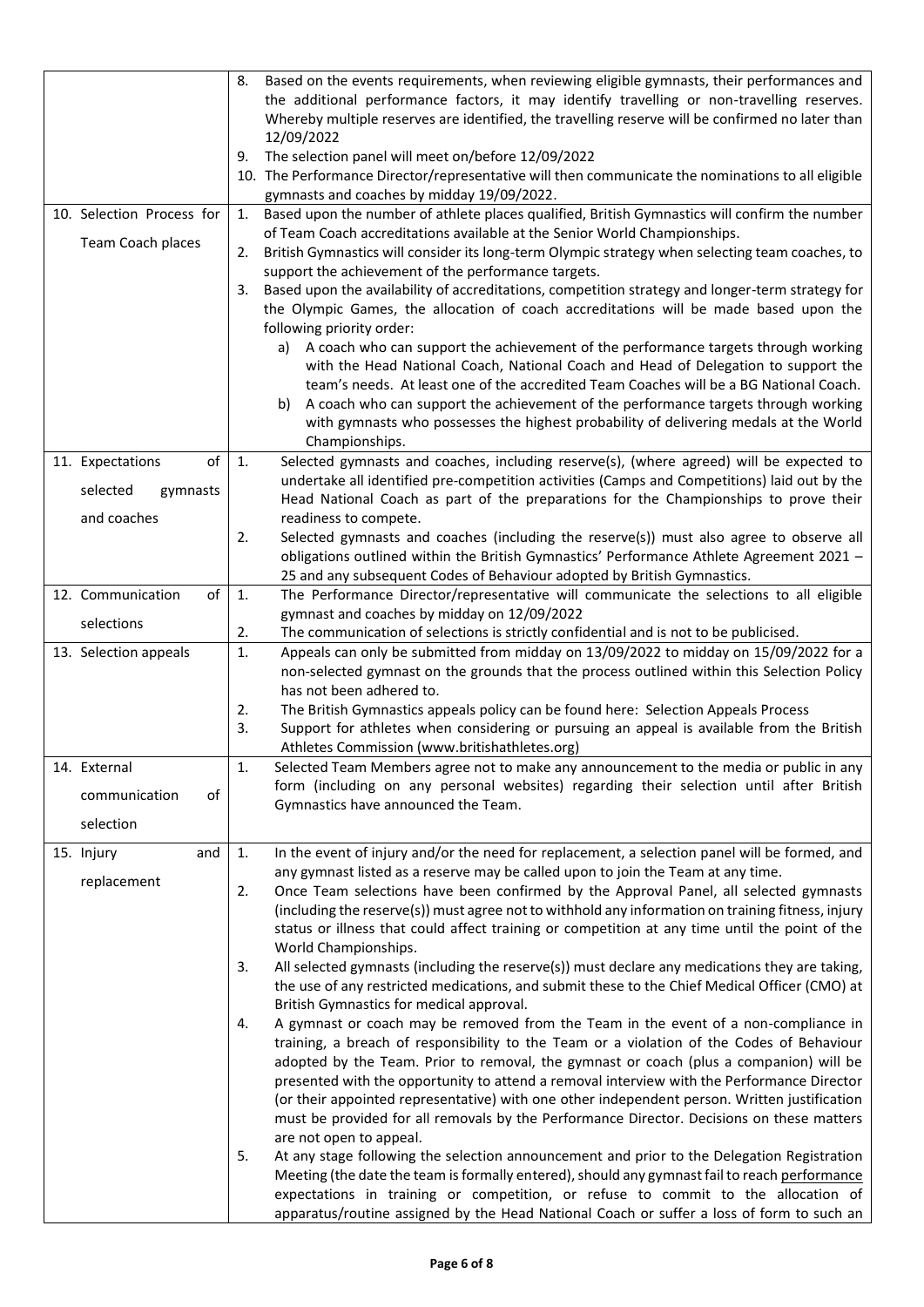| | |
|---|---|
| | 8. Based on the events requirements, when reviewing eligible gymnasts, their performances and the additional performance factors, it may identify travelling or non-travelling reserves. Whereby multiple reserves are identified, the travelling reserve will be confirmed no later than 12/09/2022<br>9. The selection panel will meet on/before 12/09/2022<br>10. The Performance Director/representative will then communicate the nominations to all eligible gymnasts and coaches by midday 19/09/2022. |
| 10. Selection Process for Team Coach places | 1. Based upon the number of athlete places qualified, British Gymnastics will confirm the number of Team Coach accreditations available at the Senior World Championships.<br>2. British Gymnastics will consider its long-term Olympic strategy when selecting team coaches, to support the achievement of the performance targets.<br>3. Based upon the availability of accreditations, competition strategy and longer-term strategy for the Olympic Games, the allocation of coach accreditations will be made based upon the following priority order:<br>a) A coach who can support the achievement of the performance targets through working with the Head National Coach, National Coach and Head of Delegation to support the team's needs. At least one of the accredited Team Coaches will be a BG National Coach.<br>b) A coach who can support the achievement of the performance targets through working with gymnasts who possesses the highest probability of delivering medals at the World Championships. |
| 11. Expectations of selected gymnasts and coaches | 1. Selected gymnasts and coaches, including reserve(s), (where agreed) will be expected to undertake all identified pre-competition activities (Camps and Competitions) laid out by the Head National Coach as part of the preparations for the Championships to prove their readiness to compete.<br>2. Selected gymnasts and coaches (including the reserve(s)) must also agree to observe all obligations outlined within the British Gymnastics' Performance Athlete Agreement 2021 – 25 and any subsequent Codes of Behaviour adopted by British Gymnastics. |
| 12. Communication of selections | 1. The Performance Director/representative will communicate the selections to all eligible gymnast and coaches by midday on 12/09/2022<br>2. The communication of selections is strictly confidential and is not to be publicised. |
| 13. Selection appeals | 1. Appeals can only be submitted from midday on 13/09/2022 to midday on 15/09/2022 for a non-selected gymnast on the grounds that the process outlined within this Selection Policy has not been adhered to.<br>2. The British Gymnastics appeals policy can be found here: Selection Appeals Process<br>3. Support for athletes when considering or pursuing an appeal is available from the British Athletes Commission (www.britishathletes.org) |
| 14. External communication of selection | 1. Selected Team Members agree not to make any announcement to the media or public in any form (including on any personal websites) regarding their selection until after British Gymnastics have announced the Team. |
| 15. Injury and replacement | 1. In the event of injury and/or the need for replacement, a selection panel will be formed, and any gymnast listed as a reserve may be called upon to join the Team at any time.<br>2. Once Team selections have been confirmed by the Approval Panel, all selected gymnasts (including the reserve(s)) must agree not to withhold any information on training fitness, injury status or illness that could affect training or competition at any time until the point of the World Championships.<br>3. All selected gymnasts (including the reserve(s)) must declare any medications they are taking, the use of any restricted medications, and submit these to the Chief Medical Officer (CMO) at British Gymnastics for medical approval.<br>4. A gymnast or coach may be removed from the Team in the event of a non-compliance in training, a breach of responsibility to the Team or a violation of the Codes of Behaviour adopted by the Team. Prior to removal, the gymnast or coach (plus a companion) will be presented with the opportunity to attend a removal interview with the Performance Director (or their appointed representative) with one other independent person. Written justification must be provided for all removals by the Performance Director. Decisions on these matters are not open to appeal.<br>5. At any stage following the selection announcement and prior to the Delegation Registration Meeting (the date the team is formally entered), should any gymnast fail to reach performance expectations in training or competition, or refuse to commit to the allocation of apparatus/routine assigned by the Head National Coach or suffer a loss of form to such an |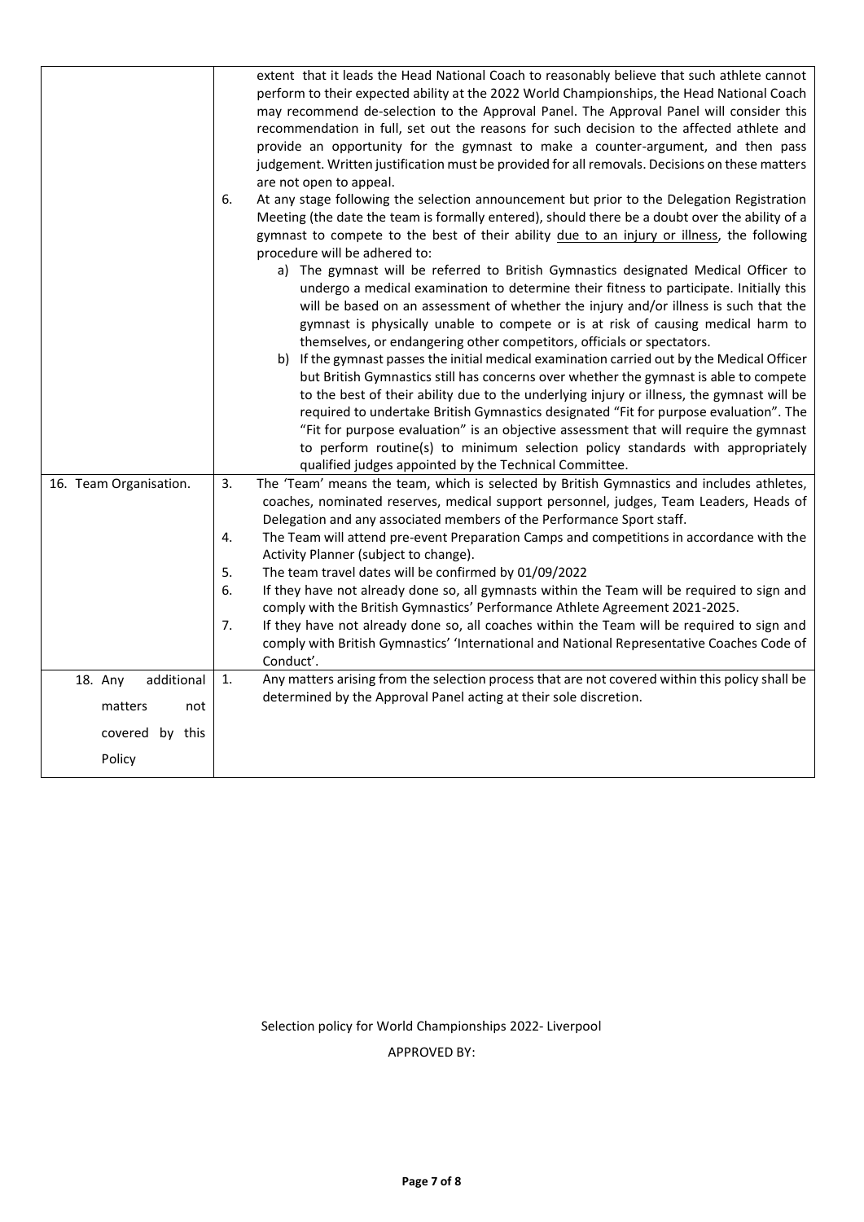| | |
|---|---|
| | extent that it leads the Head National Coach to reasonably believe that such athlete cannot perform to their expected ability at the 2022 World Championships, the Head National Coach may recommend de-selection to the Approval Panel. The Approval Panel will consider this recommendation in full, set out the reasons for such decision to the affected athlete and provide an opportunity for the gymnast to make a counter-argument, and then pass judgement. Written justification must be provided for all removals. Decisions on these matters are not open to appeal.<br>6. At any stage following the selection announcement but prior to the Delegation Registration Meeting (the date the team is formally entered), should there be a doubt over the ability of a gymnast to compete to the best of their ability <u>due to an injury or illness</u>, the following procedure will be adhered to:<br>a) The gymnast will be referred to British Gymnastics designated Medical Officer to undergo a medical examination to determine their fitness to participate. Initially this will be based on an assessment of whether the injury and/or illness is such that the gymnast is physically unable to compete or is at risk of causing medical harm to themselves, or endangering other competitors, officials or spectators.<br>b) If the gymnast passes the initial medical examination carried out by the Medical Officer but British Gymnastics still has concerns over whether the gymnast is able to compete to the best of their ability due to the underlying injury or illness, the gymnast will be required to undertake British Gymnastics designated "Fit for purpose evaluation". The "Fit for purpose evaluation" is an objective assessment that will require the gymnast to perform routine(s) to minimum selection policy standards with appropriately qualified judges appointed by the Technical Committee. |
| 16. Team Organisation. | 3. The 'Team' means the team, which is selected by British Gymnastics and includes athletes, coaches, nominated reserves, medical support personnel, judges, Team Leaders, Heads of Delegation and any associated members of the Performance Sport staff.<br>4. The Team will attend pre-event Preparation Camps and competitions in accordance with the Activity Planner (subject to change).<br>5. The team travel dates will be confirmed by 01/09/2022<br>6. If they have not already done so, all gymnasts within the Team will be required to sign and comply with the British Gymnastics' Performance Athlete Agreement 2021-2025.<br>7. If they have not already done so, all coaches within the Team will be required to sign and comply with British Gymnastics' 'International and National Representative Coaches Code of Conduct'. |
| 18. Any additional matters not covered by this Policy | 1. Any matters arising from the selection process that are not covered within this policy shall be determined by the Approval Panel acting at their sole discretion. |

Selection policy for World Championships 2022- Liverpool

APPROVED BY: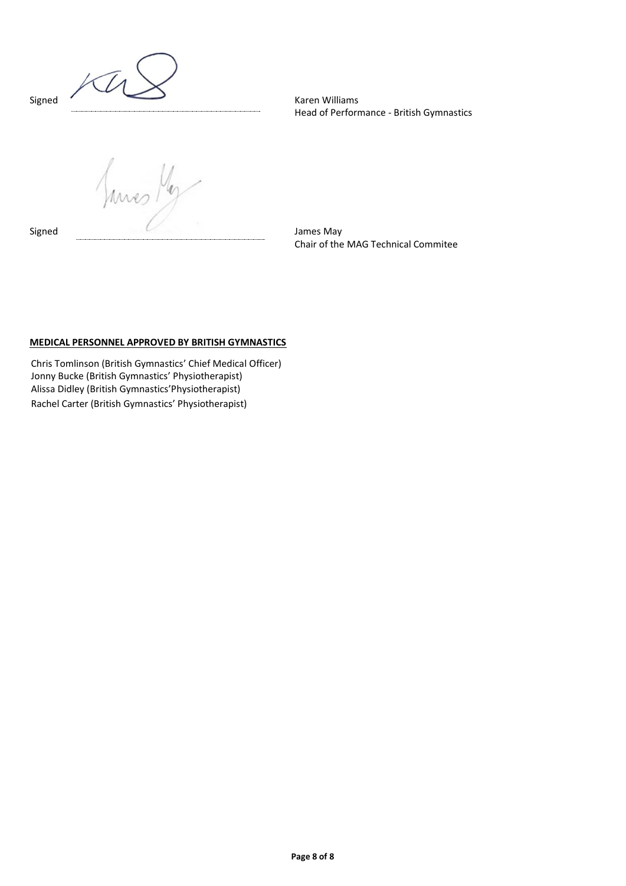Signed ______________________ Karen Williams
Head of Performance - British Gymnastics

Signed ______________________ James May
Chair of the MAG Technical Commitee

**MEDICAL PERSONNEL APPROVED BY BRITISH GYMNASTICS**

Chris Tomlinson (British Gymnastics' Chief Medical Officer)
Jonny Bucke (British Gymnastics' Physiotherapist)
Alissa Didley (British Gymnastics'Physiotherapist)
Rachel Carter (British Gymnastics' Physiotherapist)